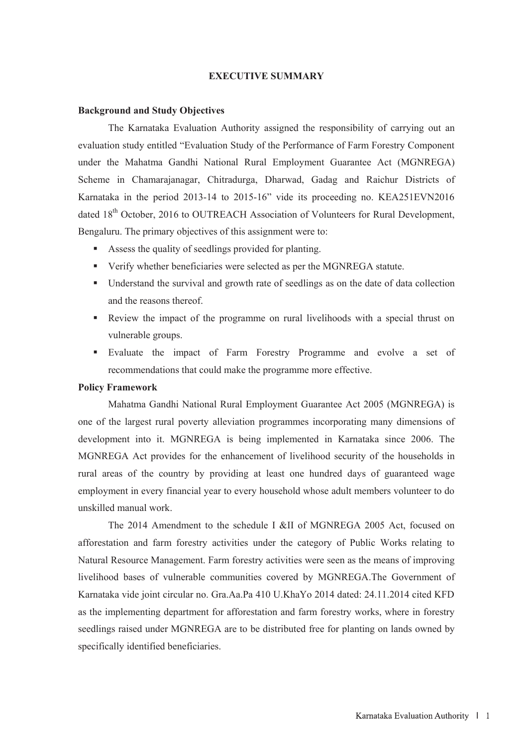# EXECUTIVE SUMMARY

**Background and Study Objectives**

The Karnataka Evaluation Authority assigned the responsibility of carrying out an evaluation study entitled "Evaluation Study of the Performance of Farm Forestry Component under the Mahatma Gandhi National Rural Employment Guarantee Act (MGNREGA) Scheme in Chamarajanagar, Chitradurga, Dharwad, Gadag and Raichur Districts of Karnataka in the period 2013-14 to 2015-16" vide its proceeding no. KEA251EVN2016 dated 18th October, 2016 to OUTREACH Association of Volunteers for Rural Development, Bengaluru. The primary objectives of this assignment were to:

- Assess the quality of seedlings provided for planting.
- Verify whether beneficiaries were selected as per the MGNREGA statute.
- Understand the survival and growth rate of seedlings as on the date of data collection and the reasons thereof.
- Review the impact of the programme on rural livelihoods with a special thrust on vulnerable groups.
- Evaluate the impact of Farm Forestry Programme and evolve a set of recommendations that could make the programme more effective.

**Policy Framework**

Mahatma Gandhi National Rural Employment Guarantee Act 2005 (MGNREGA) is one of the largest rural poverty alleviation programmes incorporating many dimensions of development into it. MGNREGA is being implemented in Karnataka since 2006. The MGNREGA Act provides for the enhancement of livelihood security of the households in rural areas of the country by providing at least one hundred days of guaranteed wage employment in every financial year to every household whose adult members volunteer to do unskilled manual work.

The 2014 Amendment to the schedule I &II of MGNREGA 2005 Act, focused on afforestation and farm forestry activities under the category of Public Works relating to Natural Resource Management. Farm forestry activities were seen as the means of improving livelihood bases of vulnerable communities covered by MGNREGA.The Government of Karnataka vide joint circular no. Gra.Aa.Pa 410 U.KhaYo 2014 dated: 24.11.2014 cited KFD as the implementing department for afforestation and farm forestry works, where in forestry seedlings raised under MGNREGA are to be distributed free for planting on lands owned by specifically identified beneficiaries.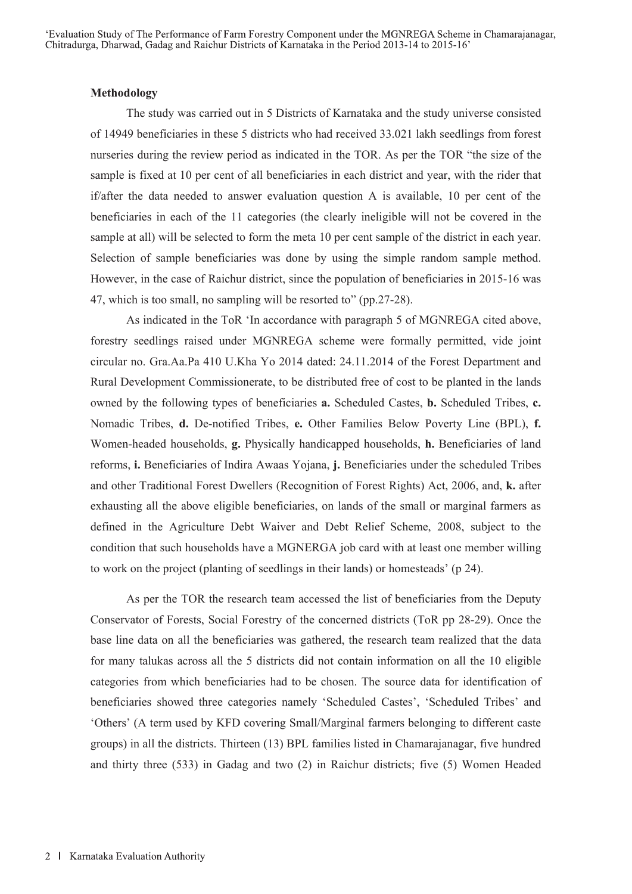**Methodology**

The study was carried out in 5 Districts of Karnataka and the study universe consisted of 14949 beneficiaries in these 5 districts who had received 33.021 lakh seedlings from forest nurseries during the review period as indicated in the TOR. As per the TOR "the size of the sample is fixed at 10 per cent of all beneficiaries in each district and year, with the rider that if/after the data needed to answer evaluation question A is available, 10 per cent of the beneficiaries in each of the 11 categories (the clearly ineligible will not be covered in the sample at all) will be selected to form the meta 10 per cent sample of the district in each year. Selection of sample beneficiaries was done by using the simple random sample method. However, in the case of Raichur district, since the population of beneficiaries in 2015-16 was 47, which is too small, no sampling will be resorted to" (pp.27-28).

As indicated in the ToR 'In accordance with paragraph 5 of MGNREGA cited above, forestry seedlings raised under MGNREGA scheme were formally permitted, vide joint circular no. Gra.Aa.Pa 410 U.Kha Yo 2014 dated: 24.11.2014 of the Forest Department and Rural Development Commissionerate, to be distributed free of cost to be planted in the lands owned by the following types of beneficiaries **a.** Scheduled Castes, **b.** Scheduled Tribes, **c.** Nomadic Tribes, **d.** De-notified Tribes, **e.** Other Families Below Poverty Line (BPL), **f.** Women-headed households, **g.** Physically handicapped households, **h.** Beneficiaries of land reforms, **i.** Beneficiaries of Indira Awaas Yojana, **j.** Beneficiaries under the scheduled Tribes and other Traditional Forest Dwellers (Recognition of Forest Rights) Act, 2006, and, **k.** after exhausting all the above eligible beneficiaries, on lands of the small or marginal farmers as defined in the Agriculture Debt Waiver and Debt Relief Scheme, 2008, subject to the condition that such households have a MGNERGA job card with at least one member willing to work on the project (planting of seedlings in their lands) or homesteads' (p 24).

As per the TOR the research team accessed the list of beneficiaries from the Deputy Conservator of Forests, Social Forestry of the concerned districts (ToR pp 28-29). Once the base line data on all the beneficiaries was gathered, the research team realized that the data for many talukas across all the 5 districts did not contain information on all the 10 eligible categories from which beneficiaries had to be chosen. The source data for identification of beneficiaries showed three categories namely 'Scheduled Castes', 'Scheduled Tribes' and 'Others' (A term used by KFD covering Small/Marginal farmers belonging to different caste groups) in all the districts. Thirteen (13) BPL families listed in Chamarajanagar, five hundred and thirty three (533) in Gadag and two (2) in Raichur districts; five (5) Women Headed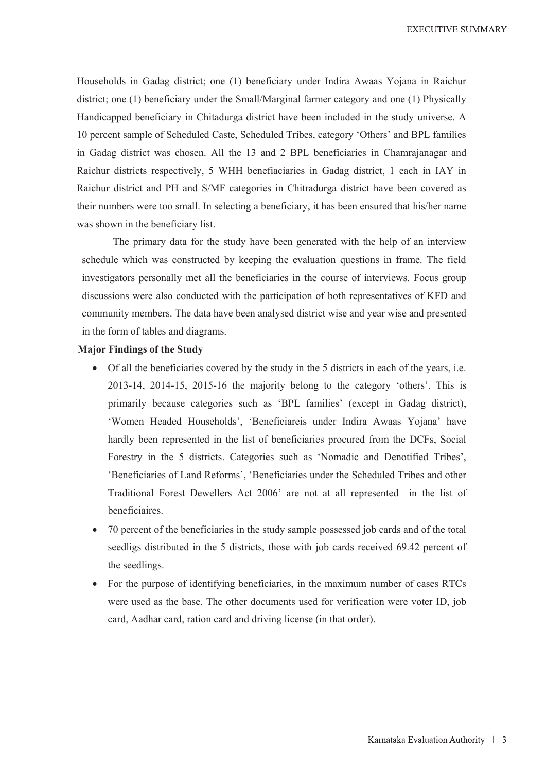Households in Gadag district; one (1) beneficiary under Indira Awaas Yojana in Raichur district; one (1) beneficiary under the Small/Marginal farmer category and one (1) Physically Handicapped beneficiary in Chitadurga district have been included in the study universe. A 10 percent sample of Scheduled Caste, Scheduled Tribes, category 'Others' and BPL families in Gadag district was chosen. All the 13 and 2 BPL beneficiaries in Chamrajanagar and Raichur districts respectively, 5 WHH benefiaciaries in Gadag district, 1 each in IAY in Raichur district and PH and S/MF categories in Chitradurga district have been covered as their numbers were too small. In selecting a beneficiary, it has been ensured that his/her name was shown in the beneficiary list.

The primary data for the study have been generated with the help of an interview schedule which was constructed by keeping the evaluation questions in frame. The field investigators personally met all the beneficiaries in the course of interviews. Focus group discussions were also conducted with the participation of both representatives of KFD and community members. The data have been analysed district wise and year wise and presented in the form of tables and diagrams.

**Major Findings of the Study**

- Of all the beneficiaries covered by the study in the 5 districts in each of the years, i.e. 2013-14, 2014-15, 2015-16 the majority belong to the category 'others'. This is primarily because categories such as 'BPL families' (except in Gadag district), 'Women Headed Households', 'Beneficiareis under Indira Awaas Yojana' have hardly been represented in the list of beneficiaries procured from the DCFs, Social Forestry in the 5 districts. Categories such as 'Nomadic and Denotified Tribes', 'Beneficiaries of Land Reforms', 'Beneficiaries under the Scheduled Tribes and other Traditional Forest Dewellers Act 2006' are not at all represented in the list of beneficiaires.
- 70 percent of the beneficiaries in the study sample possessed job cards and of the total seedligs distributed in the 5 districts, those with job cards received 69.42 percent of the seedlings.
- For the purpose of identifying beneficiaries, in the maximum number of cases RTCs were used as the base. The other documents used for verification were voter ID, job card, Aadhar card, ration card and driving license (in that order).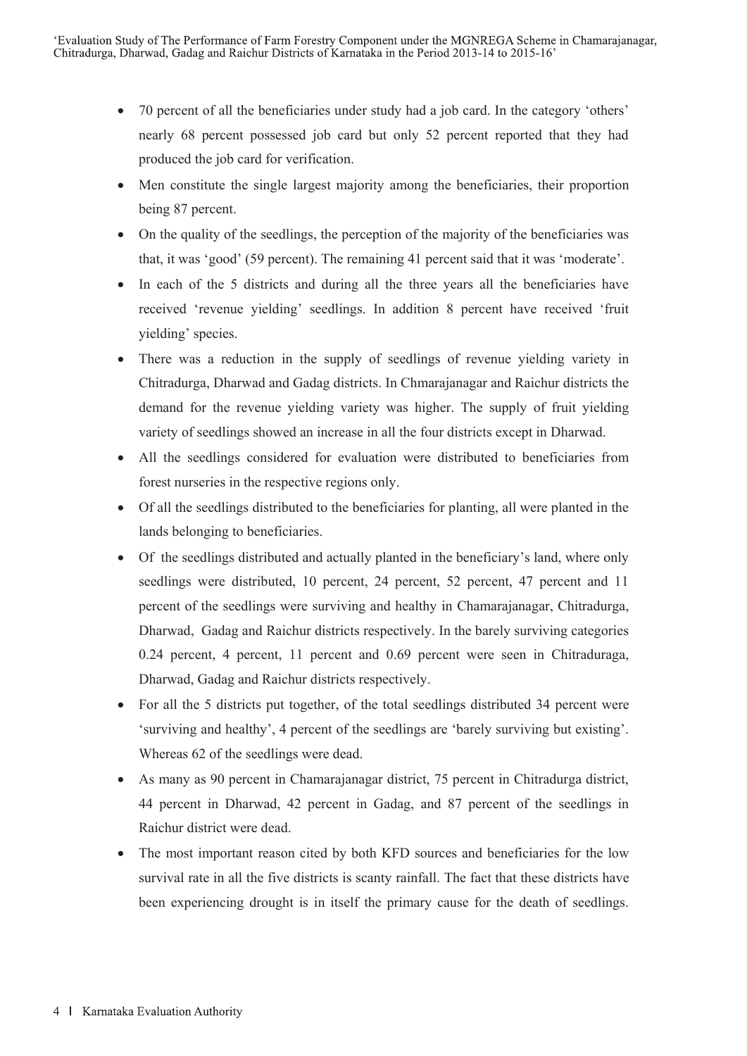- 70 percent of all the beneficiaries under study had a job card. In the category 'others' nearly 68 percent possessed job card but only 52 percent reported that they had produced the job card for verification.
- Men constitute the single largest majority among the beneficiaries, their proportion being 87 percent.
- On the quality of the seedlings, the perception of the majority of the beneficiaries was that, it was 'good' (59 percent). The remaining 41 percent said that it was 'moderate'.
- In each of the 5 districts and during all the three years all the beneficiaries have received 'revenue yielding' seedlings. In addition 8 percent have received 'fruit yielding' species.
- There was a reduction in the supply of seedlings of revenue yielding variety in Chitradurga, Dharwad and Gadag districts. In Chmarajanagar and Raichur districts the demand for the revenue yielding variety was higher. The supply of fruit yielding variety of seedlings showed an increase in all the four districts except in Dharwad.
- All the seedlings considered for evaluation were distributed to beneficiaries from forest nurseries in the respective regions only.
- Of all the seedlings distributed to the beneficiaries for planting, all were planted in the lands belonging to beneficiaries.
- Of the seedlings distributed and actually planted in the beneficiary's land, where only seedlings were distributed, 10 percent, 24 percent, 52 percent, 47 percent and 11 percent of the seedlings were surviving and healthy in Chamarajanagar, Chitradurga, Dharwad, Gadag and Raichur districts respectively. In the barely surviving categories 0.24 percent, 4 percent, 11 percent and 0.69 percent were seen in Chitraduraga, Dharwad, Gadag and Raichur districts respectively.
- For all the 5 districts put together, of the total seedlings distributed 34 percent were 'surviving and healthy', 4 percent of the seedlings are 'barely surviving but existing'. Whereas 62 of the seedlings were dead.
- As many as 90 percent in Chamarajanagar district, 75 percent in Chitradurga district, 44 percent in Dharwad, 42 percent in Gadag, and 87 percent of the seedlings in Raichur district were dead.
- The most important reason cited by both KFD sources and beneficiaries for the low survival rate in all the five districts is scanty rainfall. The fact that these districts have been experiencing drought is in itself the primary cause for the death of seedlings.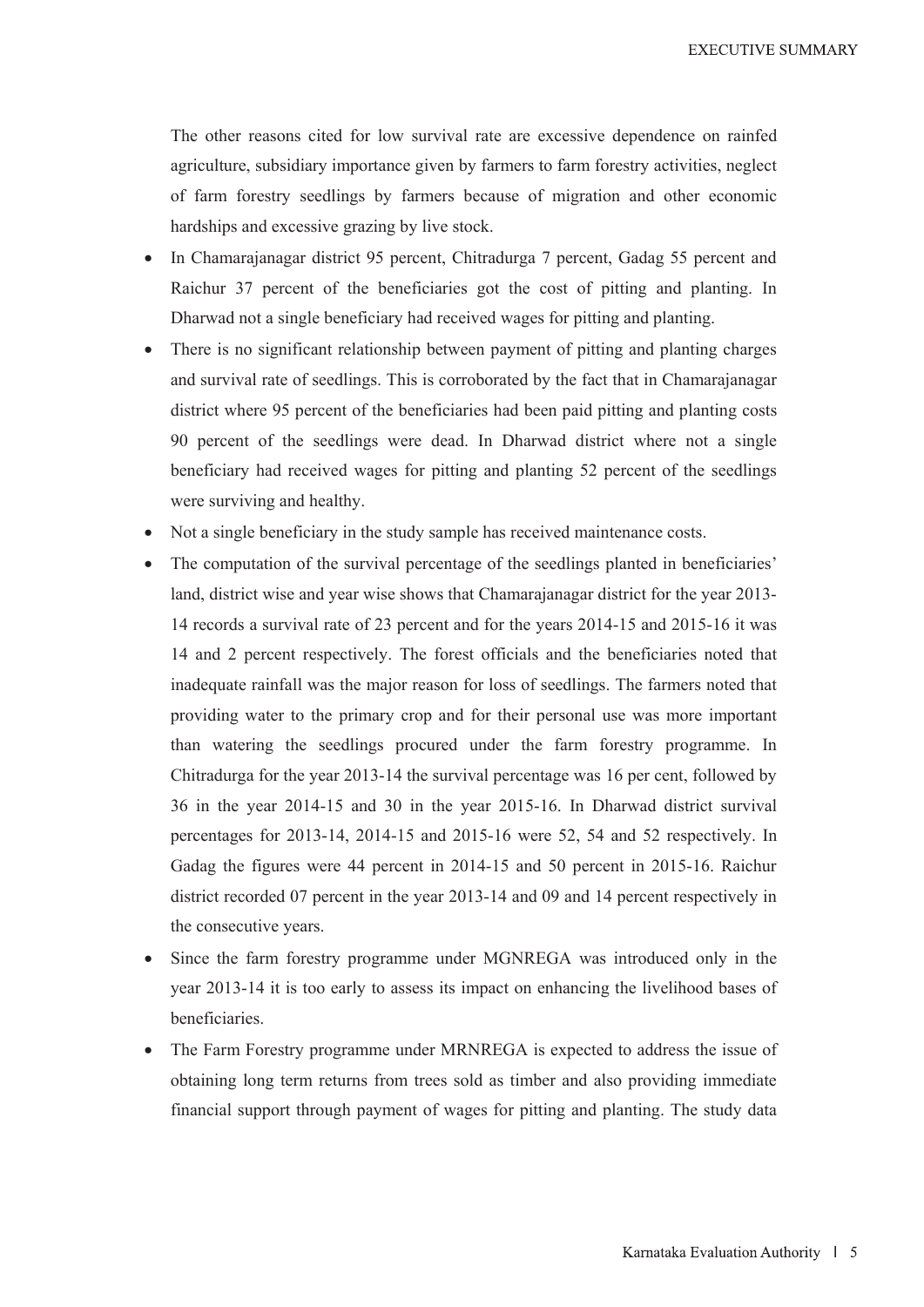The other reasons cited for low survival rate are excessive dependence on rainfed agriculture, subsidiary importance given by farmers to farm forestry activities, neglect of farm forestry seedlings by farmers because of migration and other economic hardships and excessive grazing by live stock.

- In Chamarajanagar district 95 percent, Chitradurga 7 percent, Gadag 55 percent and Raichur 37 percent of the beneficiaries got the cost of pitting and planting. In Dharwad not a single beneficiary had received wages for pitting and planting.
- There is no significant relationship between payment of pitting and planting charges and survival rate of seedlings. This is corroborated by the fact that in Chamarajanagar district where 95 percent of the beneficiaries had been paid pitting and planting costs 90 percent of the seedlings were dead. In Dharwad district where not a single beneficiary had received wages for pitting and planting 52 percent of the seedlings were surviving and healthy.
- Not a single beneficiary in the study sample has received maintenance costs.
- The computation of the survival percentage of the seedlings planted in beneficiaries' land, district wise and year wise shows that Chamarajanagar district for the year 2013-14 records a survival rate of 23 percent and for the years 2014-15 and 2015-16 it was 14 and 2 percent respectively. The forest officials and the beneficiaries noted that inadequate rainfall was the major reason for loss of seedlings. The farmers noted that providing water to the primary crop and for their personal use was more important than watering the seedlings procured under the farm forestry programme. In Chitradurga for the year 2013-14 the survival percentage was 16 per cent, followed by 36 in the year 2014-15 and 30 in the year 2015-16. In Dharwad district survival percentages for 2013-14, 2014-15 and 2015-16 were 52, 54 and 52 respectively. In Gadag the figures were 44 percent in 2014-15 and 50 percent in 2015-16. Raichur district recorded 07 percent in the year 2013-14 and 09 and 14 percent respectively in the consecutive years.
- Since the farm forestry programme under MGNREGA was introduced only in the year 2013-14 it is too early to assess its impact on enhancing the livelihood bases of beneficiaries.
- The Farm Forestry programme under MRNREGA is expected to address the issue of obtaining long term returns from trees sold as timber and also providing immediate financial support through payment of wages for pitting and planting. The study data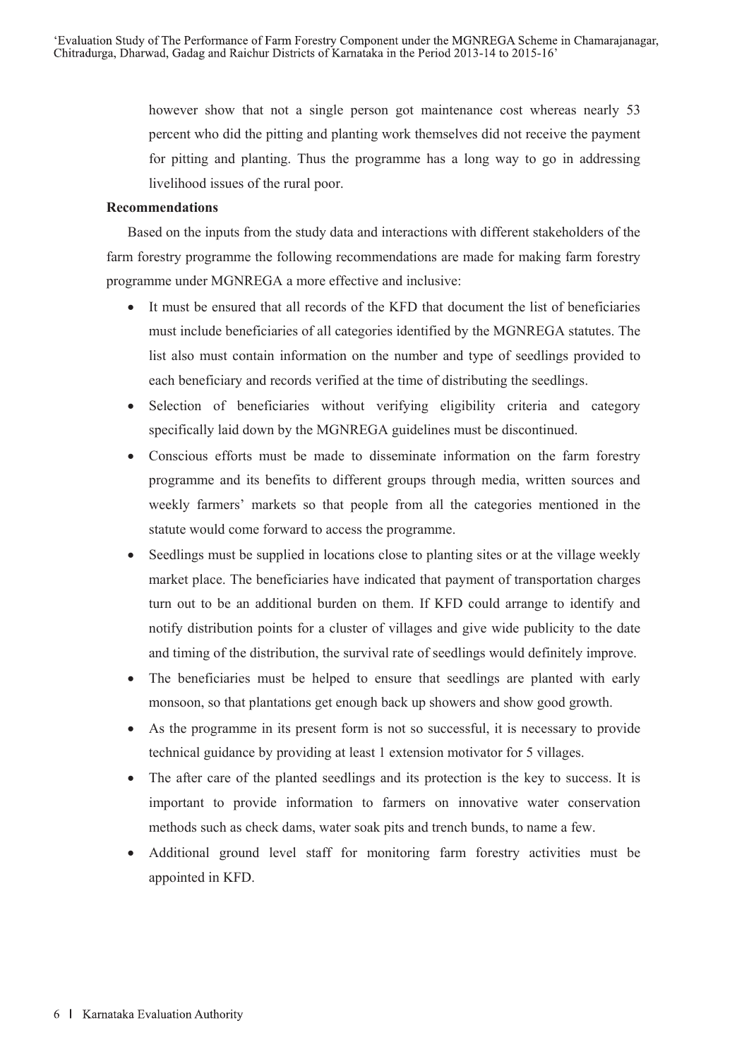however show that not a single person got maintenance cost whereas nearly 53 percent who did the pitting and planting work themselves did not receive the payment for pitting and planting. Thus the programme has a long way to go in addressing livelihood issues of the rural poor.

**Recommendations**

Based on the inputs from the study data and interactions with different stakeholders of the farm forestry programme the following recommendations are made for making farm forestry programme under MGNREGA a more effective and inclusive:

- It must be ensured that all records of the KFD that document the list of beneficiaries must include beneficiaries of all categories identified by the MGNREGA statutes. The list also must contain information on the number and type of seedlings provided to each beneficiary and records verified at the time of distributing the seedlings.
- Selection of beneficiaries without verifying eligibility criteria and category specifically laid down by the MGNREGA guidelines must be discontinued.
- Conscious efforts must be made to disseminate information on the farm forestry programme and its benefits to different groups through media, written sources and weekly farmers' markets so that people from all the categories mentioned in the statute would come forward to access the programme.
- Seedlings must be supplied in locations close to planting sites or at the village weekly market place. The beneficiaries have indicated that payment of transportation charges turn out to be an additional burden on them. If KFD could arrange to identify and notify distribution points for a cluster of villages and give wide publicity to the date and timing of the distribution, the survival rate of seedlings would definitely improve.
- The beneficiaries must be helped to ensure that seedlings are planted with early monsoon, so that plantations get enough back up showers and show good growth.
- As the programme in its present form is not so successful, it is necessary to provide technical guidance by providing at least 1 extension motivator for 5 villages.
- The after care of the planted seedlings and its protection is the key to success. It is important to provide information to farmers on innovative water conservation methods such as check dams, water soak pits and trench bunds, to name a few.
- Additional ground level staff for monitoring farm forestry activities must be appointed in KFD.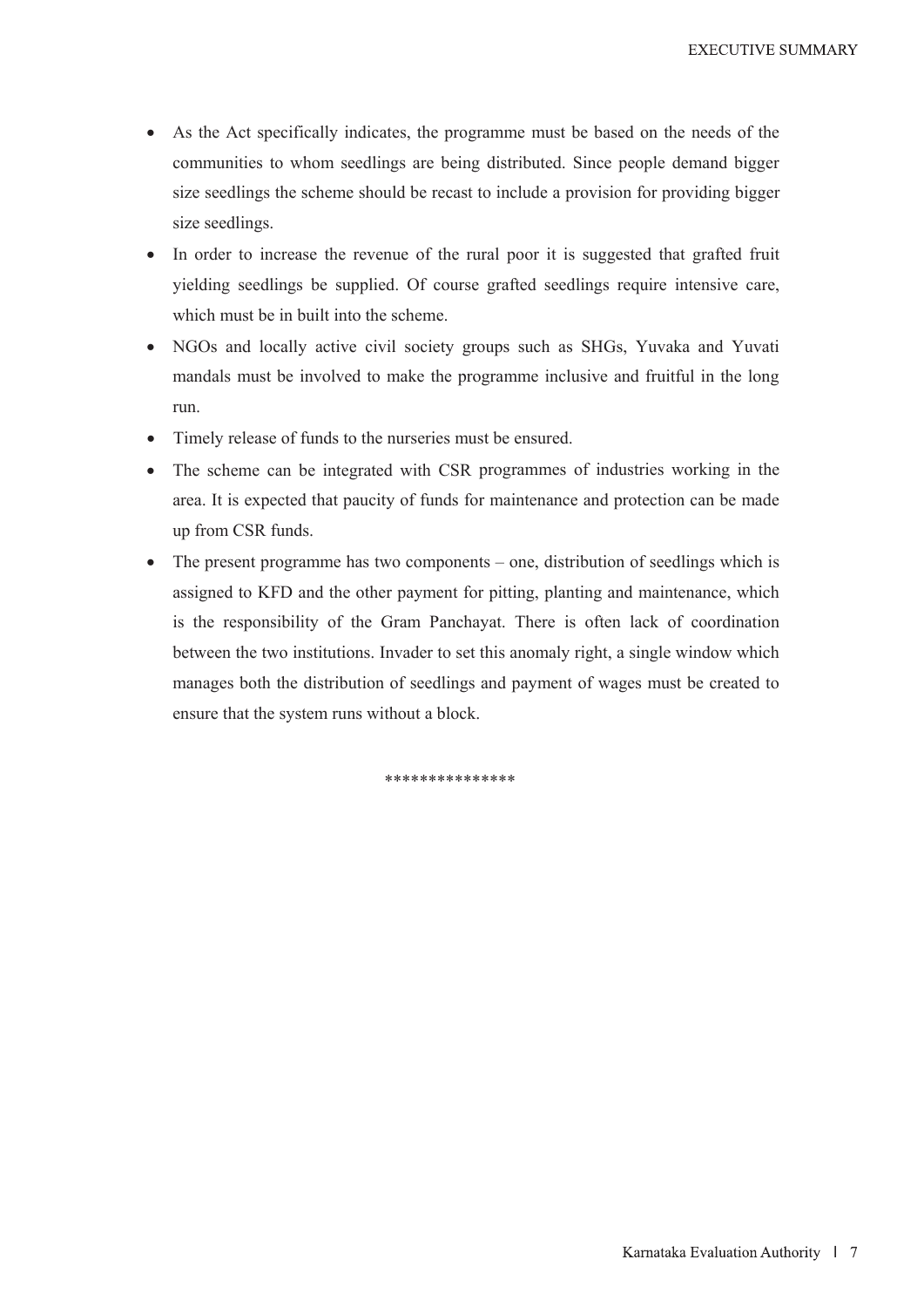- As the Act specifically indicates, the programme must be based on the needs of the communities to whom seedlings are being distributed. Since people demand bigger size seedlings the scheme should be recast to include a provision for providing bigger size seedlings.
- In order to increase the revenue of the rural poor it is suggested that grafted fruit yielding seedlings be supplied. Of course grafted seedlings require intensive care, which must be in built into the scheme.
- NGOs and locally active civil society groups such as SHGs, Yuvaka and Yuvati mandals must be involved to make the programme inclusive and fruitful in the long run.
- Timely release of funds to the nurseries must be ensured.
- The scheme can be integrated with CSR programmes of industries working in the area. It is expected that paucity of funds for maintenance and protection can be made up from CSR funds.
- The present programme has two components – one, distribution of seedlings which is assigned to KFD and the other payment for pitting, planting and maintenance, which is the responsibility of the Gram Panchayat. There is often lack of coordination between the two institutions. Invader to set this anomaly right, a single window which manages both the distribution of seedlings and payment of wages must be created to ensure that the system runs without a block.

***************